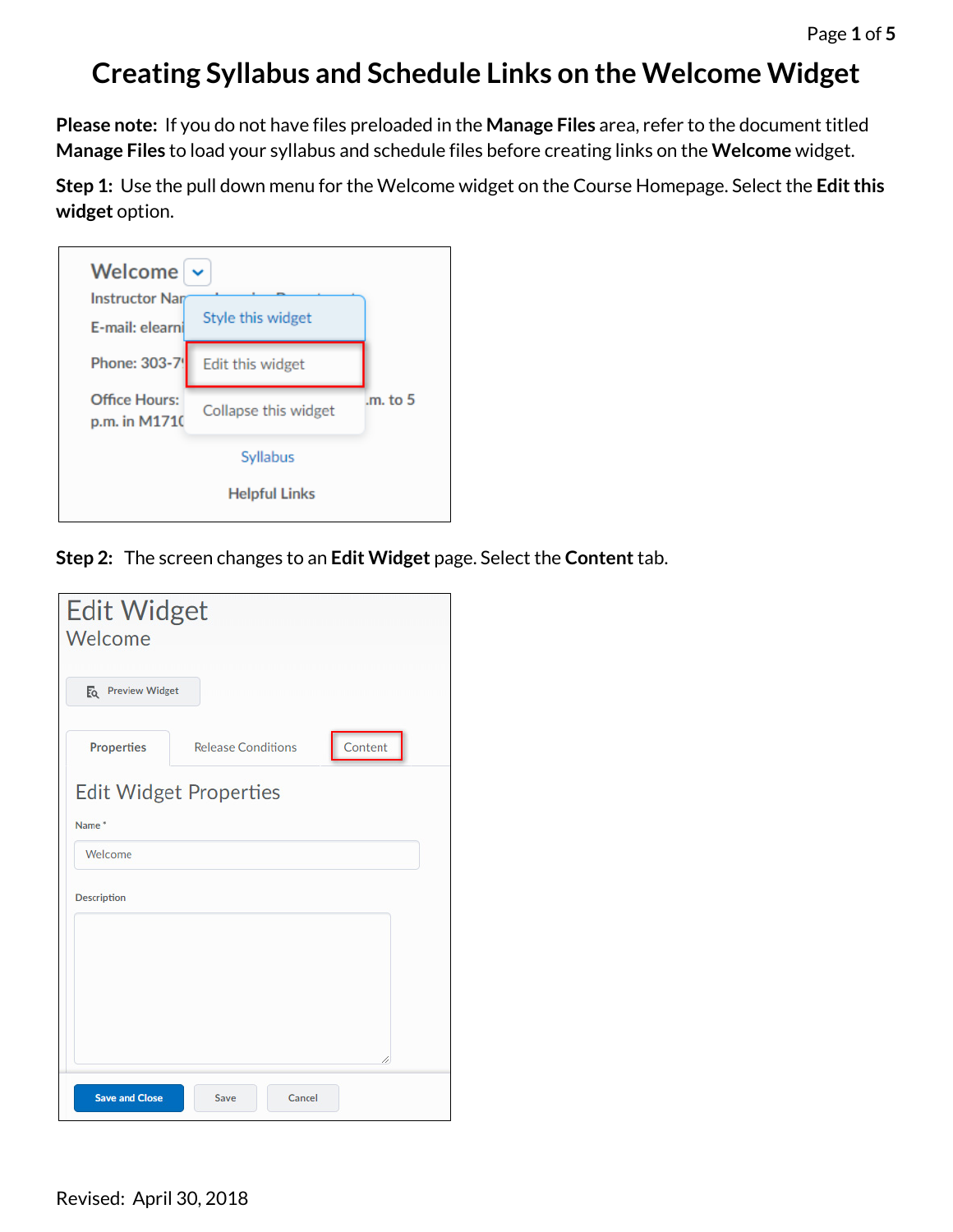# Creating Syllabus and Schedule Links on the Welcome Widget

**Please note:** If you do not have files preloaded in the **Manage Files** area, refer to the document titled **Manage Files** to load your syllabus and schedule files before creating links on the **Welcome** widget.

**Step 1:** Use the pull down menu for the Welcome widget on the Course Homepage. Select the **Edit this widget** option.

**Step 2:** The screen changes to an **Edit Widget** page. Select the **Content** tab.

Revised: April 30, 2018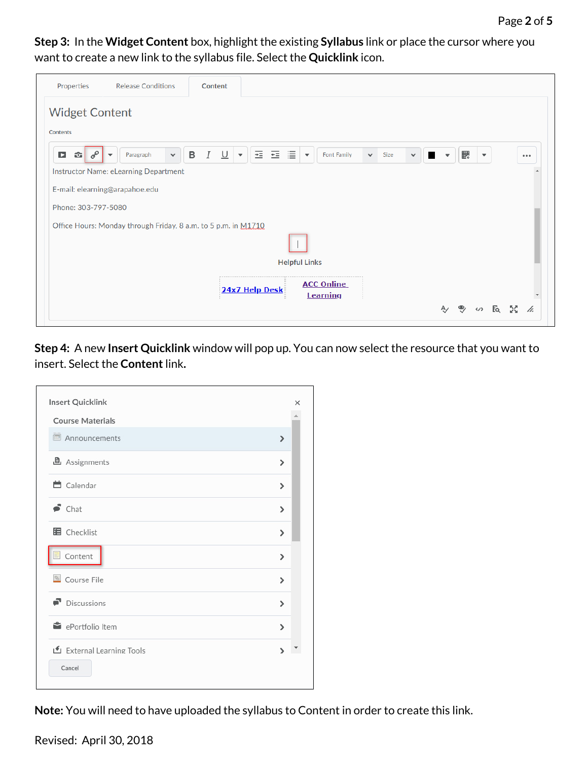**Step 3:** In the **Widget Content** box, highlight the existing **Syllabus** link or place the cursor where you want to create a new link to the syllabus file. Select the **Quicklink** icon.

Properties | Release Conditions | Content

Widget Content

Contents

Instructor Name: eLearning Department

E-mail: elearning@arapahoe.edu

Phone: 303-797-5080

Office Hours: Monday through Friday, 8 a.m. to 5 p.m. in M1710

Helpful Links

24x7 Help Desk | ACC Online Learning

**Step 4:** A new **Insert Quicklink** window will pop up. You can now select the resource that you want to insert. Select the **Content** link.

Insert Quicklink

Course Materials

- Announcements
- Assignments
- Calendar
- Chat
- Checklist
- Content
- Course File
- Discussions
- ePortfolio Item
- External Learning Tools

Cancel

**Note:** You will need to have uploaded the syllabus to Content in order to create this link.

Revised: April 30, 2018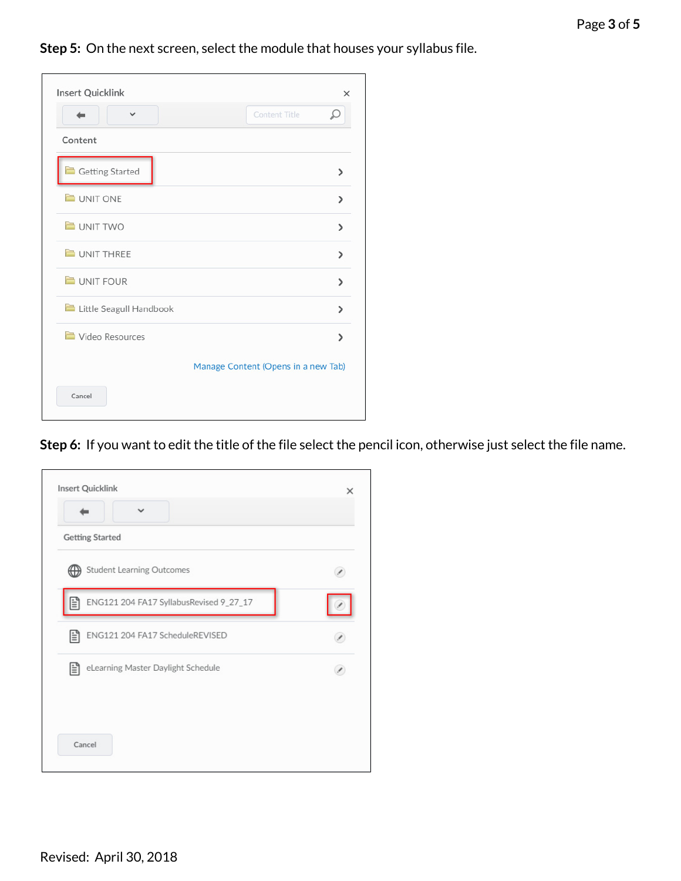**Step 5:** On the next screen, select the module that houses your syllabus file.

Insert Quicklink

Content Title

Content

- Getting Started
- UNIT ONE
- UNIT TWO
- UNIT THREE
- UNIT FOUR
- Little Seagull Handbook
- Video Resources

Manage Content (Opens in a new Tab)

Cancel

**Step 6:** If you want to edit the title of the file select the pencil icon, otherwise just select the file name.

Insert Quicklink

Getting Started

- Student Learning Outcomes
- ENG121 204 FA17 SyllabusRevised 9_27_17
- ENG121 204 FA17 ScheduleREVISED
- eLearning Master Daylight Schedule

Cancel

Revised: April 30, 2018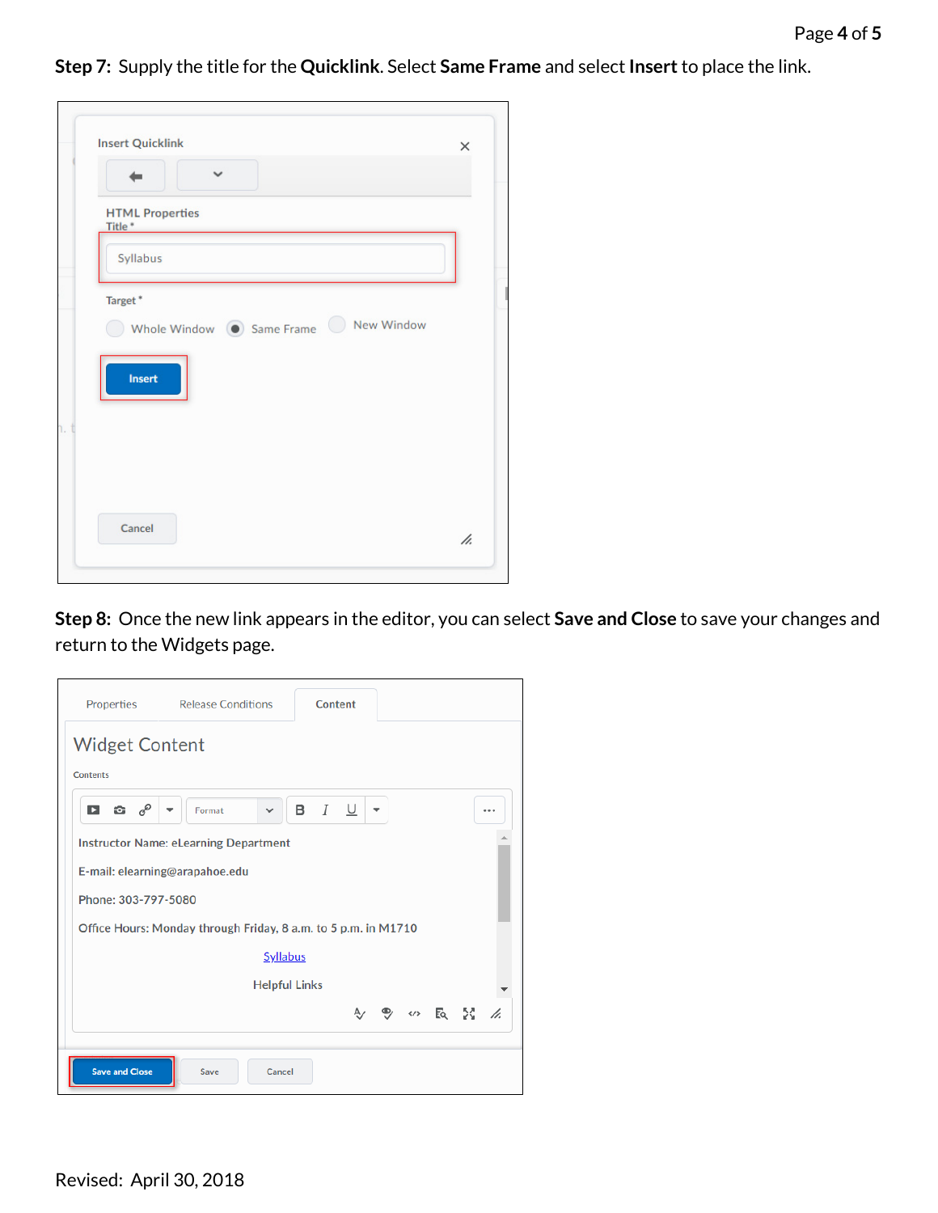**Step 7:** Supply the title for the **Quicklink**. Select **Same Frame** and select **Insert** to place the link.

Insert Quicklink

HTML Properties

Title *

Syllabus

Target *

Whole Window   Same Frame   New Window

Insert

Cancel

**Step 8:** Once the new link appears in the editor, you can select **Save and Close** to save your changes and return to the Widgets page.

Properties   Release Conditions   Content

Widget Content

Contents

Instructor Name: eLearning Department

E-mail: elearning@arapahoe.edu

Phone: 303-797-5080

Office Hours: Monday through Friday, 8 a.m. to 5 p.m. in M1710

Syllabus

Helpful Links

Save and Close   Save   Cancel

Revised: April 30, 2018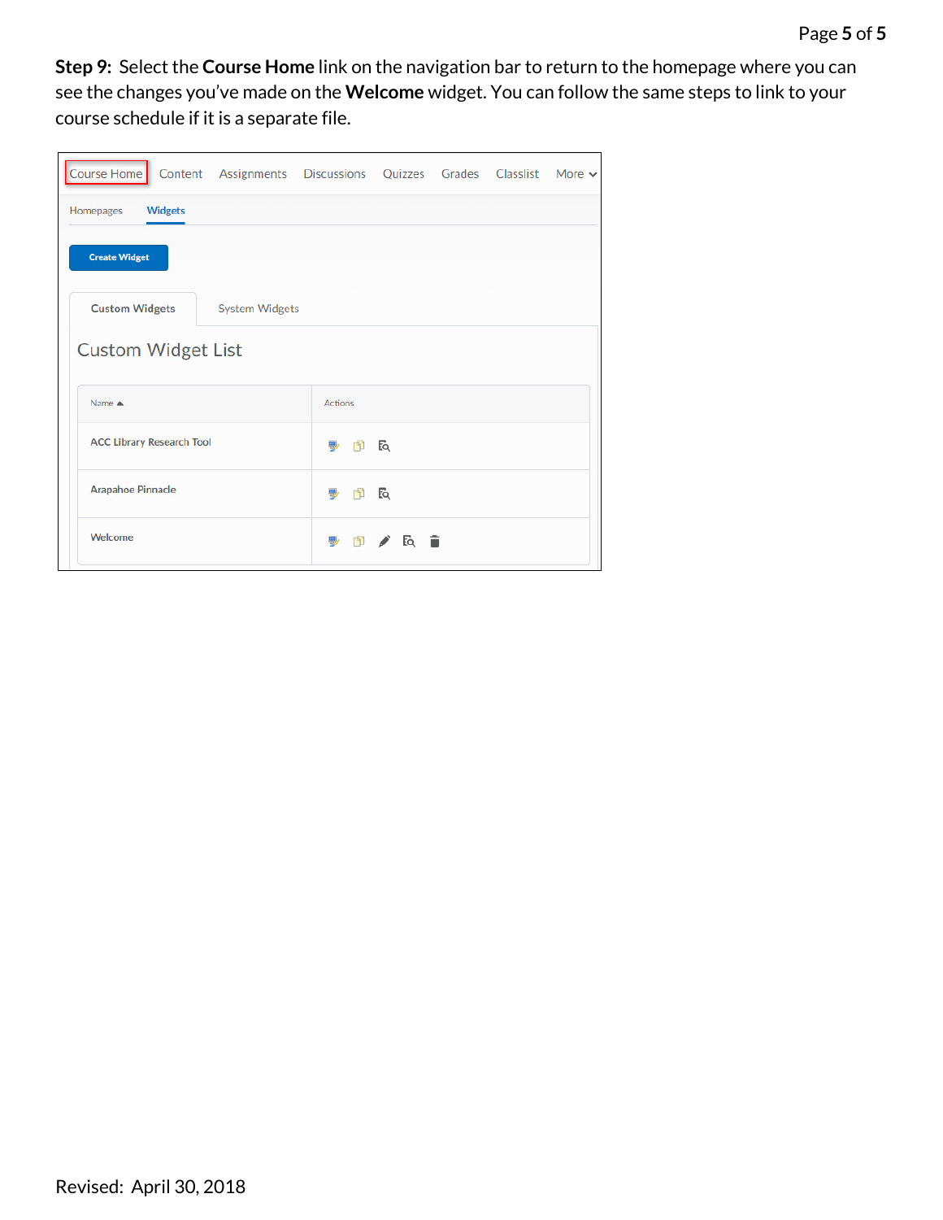**Step 9:** Select the **Course Home** link on the navigation bar to return to the homepage where you can see the changes you've made on the **Welcome** widget. You can follow the same steps to link to your course schedule if it is a separate file.